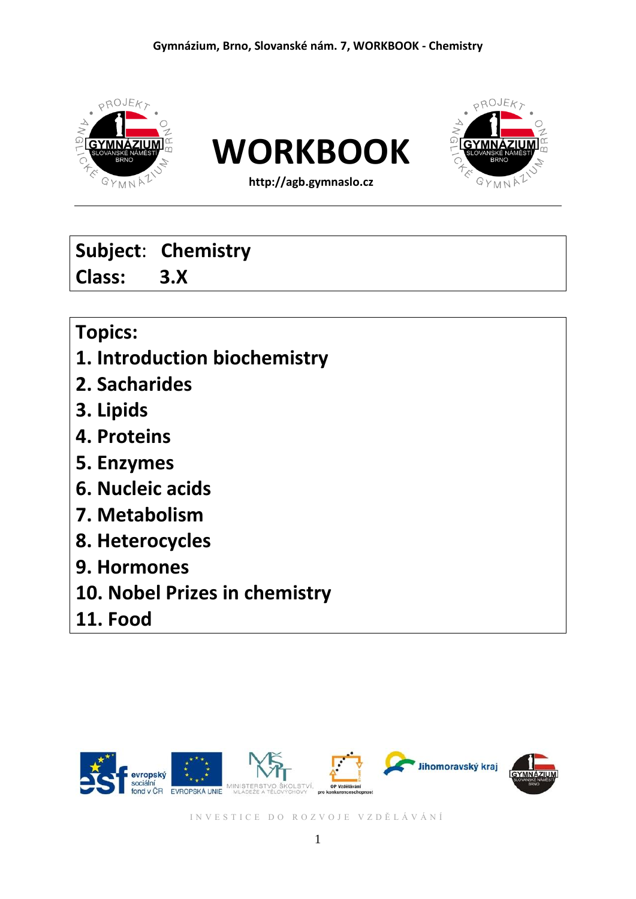# WORKBOOK

http://agb.gymnaslo.cz

**Subject**: **Chemistry**
**Class: 3.X**

**Topics:**

1. **Introduction biochemistry**
2. **Sacharides**
3. **Lipids**
4. **Proteins**
5. **Enzymes**
6. **Nucleic acids**
7. **Metabolism**
8. **Heterocycles**
9. **Hormones**
10. **Nobel Prizes in chemistry**
11. **Food**

INVESTICE DO ROZVOJE VZDĚLÁVÁNÍ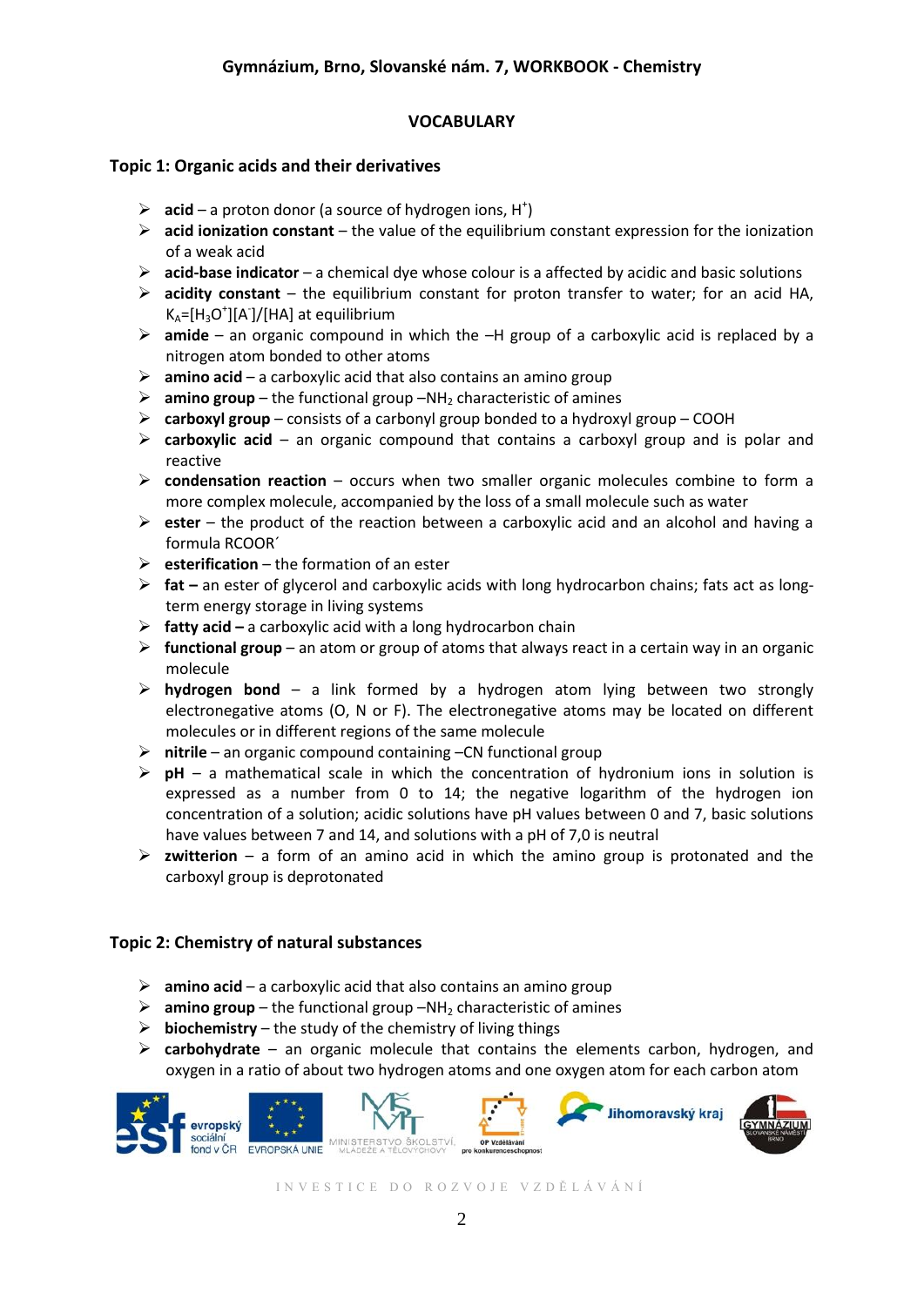## VOCABULARY

### Topic 1: Organic acids and their derivatives

- **acid** – a proton donor (a source of hydrogen ions, $H^+$)
- **acid ionization constant** – the value of the equilibrium constant expression for the ionization of a weak acid
- **acid-base indicator** – a chemical dye whose colour is a affected by acidic and basic solutions
- **acidity constant** – the equilibrium constant for proton transfer to water; for an acid HA, $K_A=[H_3O^+][A^-]/[HA]$ at equilibrium
- **amide** – an organic compound in which the –H group of a carboxylic acid is replaced by a nitrogen atom bonded to other atoms
- **amino acid** – a carboxylic acid that also contains an amino group
- **amino group** – the functional group $-NH_2$ characteristic of amines
- **carboxyl group** – consists of a carbonyl group bonded to a hydroxyl group – COOH
- **carboxylic acid** – an organic compound that contains a carboxyl group and is polar and reactive
- **condensation reaction** – occurs when two smaller organic molecules combine to form a more complex molecule, accompanied by the loss of a small molecule such as water
- **ester** – the product of the reaction between a carboxylic acid and an alcohol and having a formula RCOOR´
- **esterification** – the formation of an ester
- **fat –** an ester of glycerol and carboxylic acids with long hydrocarbon chains; fats act as long-term energy storage in living systems
- **fatty acid –** a carboxylic acid with a long hydrocarbon chain
- **functional group** – an atom or group of atoms that always react in a certain way in an organic molecule
- **hydrogen bond** – a link formed by a hydrogen atom lying between two strongly electronegative atoms (O, N or F). The electronegative atoms may be located on different molecules or in different regions of the same molecule
- **nitrile** – an organic compound containing –CN functional group
- **pH** – a mathematical scale in which the concentration of hydronium ions in solution is expressed as a number from 0 to 14; the negative logarithm of the hydrogen ion concentration of a solution; acidic solutions have pH values between 0 and 7, basic solutions have values between 7 and 14, and solutions with a pH of 7,0 is neutral
- **zwitterion** – a form of an amino acid in which the amino group is protonated and the carboxyl group is deprotonated

### Topic 2: Chemistry of natural substances

- **amino acid** – a carboxylic acid that also contains an amino group
- **amino group** – the functional group $-NH_2$ characteristic of amines
- **biochemistry** – the study of the chemistry of living things
- **carbohydrate** – an organic molecule that contains the elements carbon, hydrogen, and oxygen in a ratio of about two hydrogen atoms and one oxygen atom for each carbon atom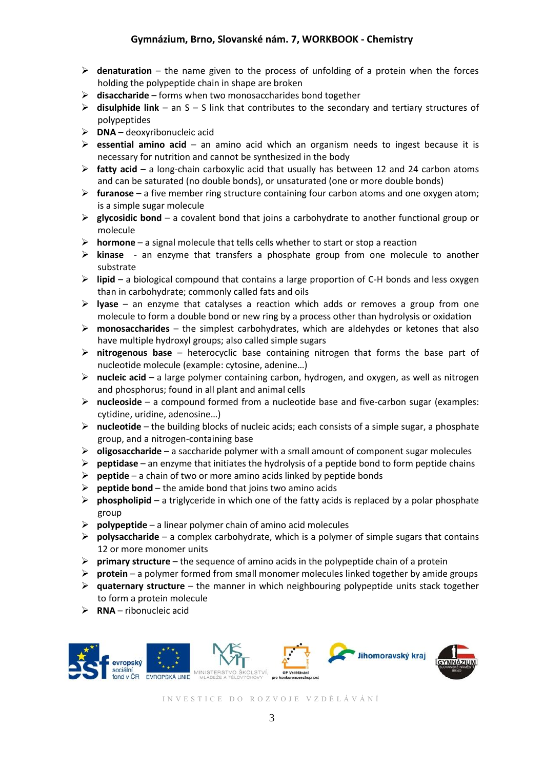- **denaturation** – the name given to the process of unfolding of a protein when the forces holding the polypeptide chain in shape are broken
- **disaccharide** – forms when two monosaccharides bond together
- **disulphide link** – an S – S link that contributes to the secondary and tertiary structures of polypeptides
- **DNA** – deoxyribonucleic acid
- **essential amino acid** – an amino acid which an organism needs to ingest because it is necessary for nutrition and cannot be synthesized in the body
- **fatty acid** – a long-chain carboxylic acid that usually has between 12 and 24 carbon atoms and can be saturated (no double bonds), or unsaturated (one or more double bonds)
- **furanose** – a five member ring structure containing four carbon atoms and one oxygen atom; is a simple sugar molecule
- **glycosidic bond** – a covalent bond that joins a carbohydrate to another functional group or molecule
- **hormone** – a signal molecule that tells cells whether to start or stop a reaction
- **kinase** - an enzyme that transfers a phosphate group from one molecule to another substrate
- **lipid** – a biological compound that contains a large proportion of C-H bonds and less oxygen than in carbohydrate; commonly called fats and oils
- **lyase** – an enzyme that catalyses a reaction which adds or removes a group from one molecule to form a double bond or new ring by a process other than hydrolysis or oxidation
- **monosaccharides** – the simplest carbohydrates, which are aldehydes or ketones that also have multiple hydroxyl groups; also called simple sugars
- **nitrogenous base** – heterocyclic base containing nitrogen that forms the base part of nucleotide molecule (example: cytosine, adenine…)
- **nucleic acid** – a large polymer containing carbon, hydrogen, and oxygen, as well as nitrogen and phosphorus; found in all plant and animal cells
- **nucleoside** – a compound formed from a nucleotide base and five-carbon sugar (examples: cytidine, uridine, adenosine…)
- **nucleotide** – the building blocks of nucleic acids; each consists of a simple sugar, a phosphate group, and a nitrogen-containing base
- **oligosaccharide** – a saccharide polymer with a small amount of component sugar molecules
- **peptidase** – an enzyme that initiates the hydrolysis of a peptide bond to form peptide chains
- **peptide** – a chain of two or more amino acids linked by peptide bonds
- **peptide bond** – the amide bond that joins two amino acids
- **phospholipid** – a triglyceride in which one of the fatty acids is replaced by a polar phosphate group
- **polypeptide** – a linear polymer chain of amino acid molecules
- **polysaccharide** – a complex carbohydrate, which is a polymer of simple sugars that contains 12 or more monomer units
- **primary structure** – the sequence of amino acids in the polypeptide chain of a protein
- **protein** – a polymer formed from small monomer molecules linked together by amide groups
- **quaternary structure** – the manner in which neighbouring polypeptide units stack together to form a protein molecule
- **RNA** – ribonucleic acid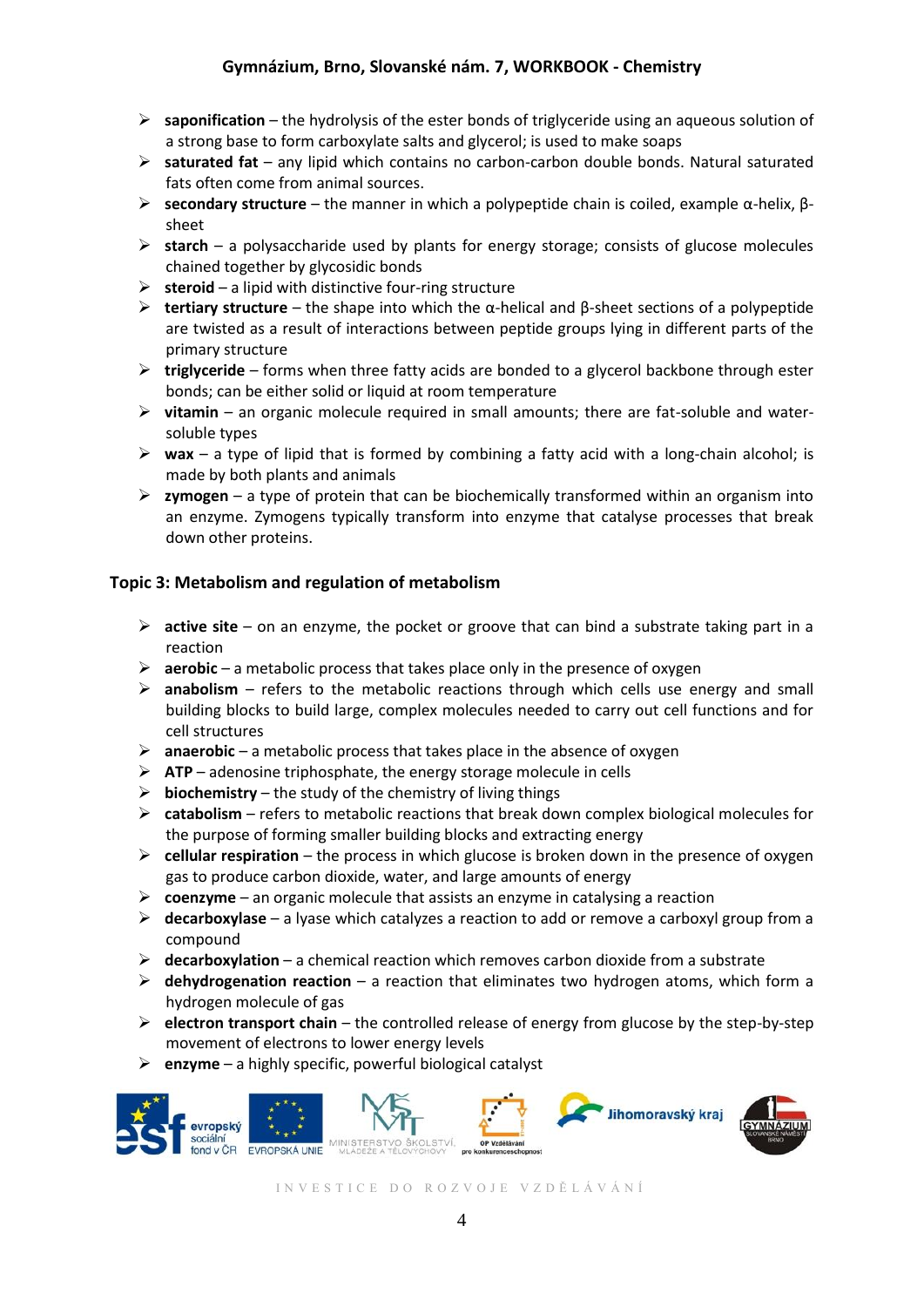- **saponification** – the hydrolysis of the ester bonds of triglyceride using an aqueous solution of a strong base to form carboxylate salts and glycerol; is used to make soaps
- **saturated fat** – any lipid which contains no carbon-carbon double bonds. Natural saturated fats often come from animal sources.
- **secondary structure** – the manner in which a polypeptide chain is coiled, example α-helix, β-sheet
- **starch** – a polysaccharide used by plants for energy storage; consists of glucose molecules chained together by glycosidic bonds
- **steroid** – a lipid with distinctive four-ring structure
- **tertiary structure** – the shape into which the α-helical and β-sheet sections of a polypeptide are twisted as a result of interactions between peptide groups lying in different parts of the primary structure
- **triglyceride** – forms when three fatty acids are bonded to a glycerol backbone through ester bonds; can be either solid or liquid at room temperature
- **vitamin** – an organic molecule required in small amounts; there are fat-soluble and water-soluble types
- **wax** – a type of lipid that is formed by combining a fatty acid with a long-chain alcohol; is made by both plants and animals
- **zymogen** – a type of protein that can be biochemically transformed within an organism into an enzyme. Zymogens typically transform into enzyme that catalyse processes that break down other proteins.

## Topic 3: Metabolism and regulation of metabolism

- **active site** – on an enzyme, the pocket or groove that can bind a substrate taking part in a reaction
- **aerobic** – a metabolic process that takes place only in the presence of oxygen
- **anabolism** – refers to the metabolic reactions through which cells use energy and small building blocks to build large, complex molecules needed to carry out cell functions and for cell structures
- **anaerobic** – a metabolic process that takes place in the absence of oxygen
- **ATP** – adenosine triphosphate, the energy storage molecule in cells
- **biochemistry** – the study of the chemistry of living things
- **catabolism** – refers to metabolic reactions that break down complex biological molecules for the purpose of forming smaller building blocks and extracting energy
- **cellular respiration** – the process in which glucose is broken down in the presence of oxygen gas to produce carbon dioxide, water, and large amounts of energy
- **coenzyme** – an organic molecule that assists an enzyme in catalysing a reaction
- **decarboxylase** – a lyase which catalyzes a reaction to add or remove a carboxyl group from a compound
- **decarboxylation** – a chemical reaction which removes carbon dioxide from a substrate
- **dehydrogenation reaction** – a reaction that eliminates two hydrogen atoms, which form a hydrogen molecule of gas
- **electron transport chain** – the controlled release of energy from glucose by the step-by-step movement of electrons to lower energy levels
- **enzyme** – a highly specific, powerful biological catalyst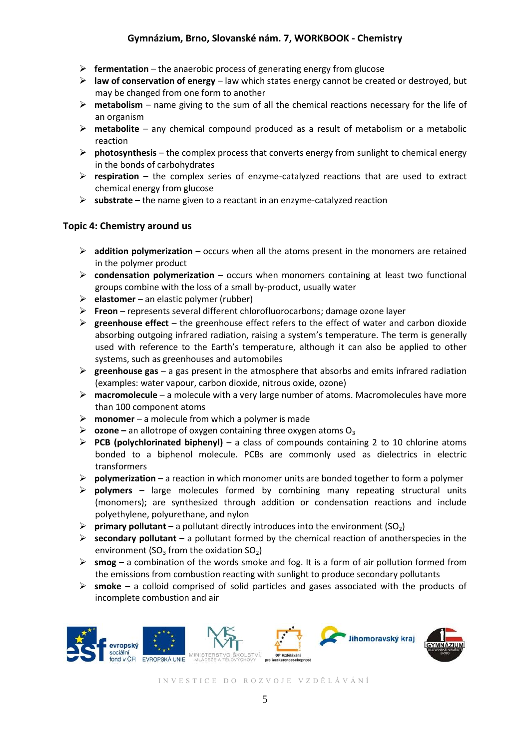- **fermentation** – the anaerobic process of generating energy from glucose
- **law of conservation of energy** – law which states energy cannot be created or destroyed, but may be changed from one form to another
- **metabolism** – name giving to the sum of all the chemical reactions necessary for the life of an organism
- **metabolite** – any chemical compound produced as a result of metabolism or a metabolic reaction
- **photosynthesis** – the complex process that converts energy from sunlight to chemical energy in the bonds of carbohydrates
- **respiration** – the complex series of enzyme-catalyzed reactions that are used to extract chemical energy from glucose
- **substrate** – the name given to a reactant in an enzyme-catalyzed reaction

## Topic 4: Chemistry around us

- **addition polymerization** – occurs when all the atoms present in the monomers are retained in the polymer product
- **condensation polymerization** – occurs when monomers containing at least two functional groups combine with the loss of a small by-product, usually water
- **elastomer** – an elastic polymer (rubber)
- **Freon** – represents several different chlorofluorocarbons; damage ozone layer
- **greenhouse effect** – the greenhouse effect refers to the effect of water and carbon dioxide absorbing outgoing infrared radiation, raising a system's temperature. The term is generally used with reference to the Earth's temperature, although it can also be applied to other systems, such as greenhouses and automobiles
- **greenhouse gas** – a gas present in the atmosphere that absorbs and emits infrared radiation (examples: water vapour, carbon dioxide, nitrous oxide, ozone)
- **macromolecule** – a molecule with a very large number of atoms. Macromolecules have more than 100 component atoms
- **monomer** – a molecule from which a polymer is made
- **ozone –** an allotrope of oxygen containing three oxygen atoms $O_3$
- **PCB (polychlorinated biphenyl)** – a class of compounds containing 2 to 10 chlorine atoms bonded to a biphenol molecule. PCBs are commonly used as dielectrics in electric transformers
- **polymerization** – a reaction in which monomer units are bonded together to form a polymer
- **polymers** – large molecules formed by combining many repeating structural units (monomers); are synthesized through addition or condensation reactions and include polyethylene, polyurethane, and nylon
- **primary pollutant** – a pollutant directly introduces into the environment ($SO_2$)
- **secondary pollutant** – a pollutant formed by the chemical reaction of anotherspecies in the environment ($SO_3$ from the oxidation $SO_2$)
- **smog** – a combination of the words smoke and fog. It is a form of air pollution formed from the emissions from combustion reacting with sunlight to produce secondary pollutants
- **smoke** – a colloid comprised of solid particles and gases associated with the products of incomplete combustion and air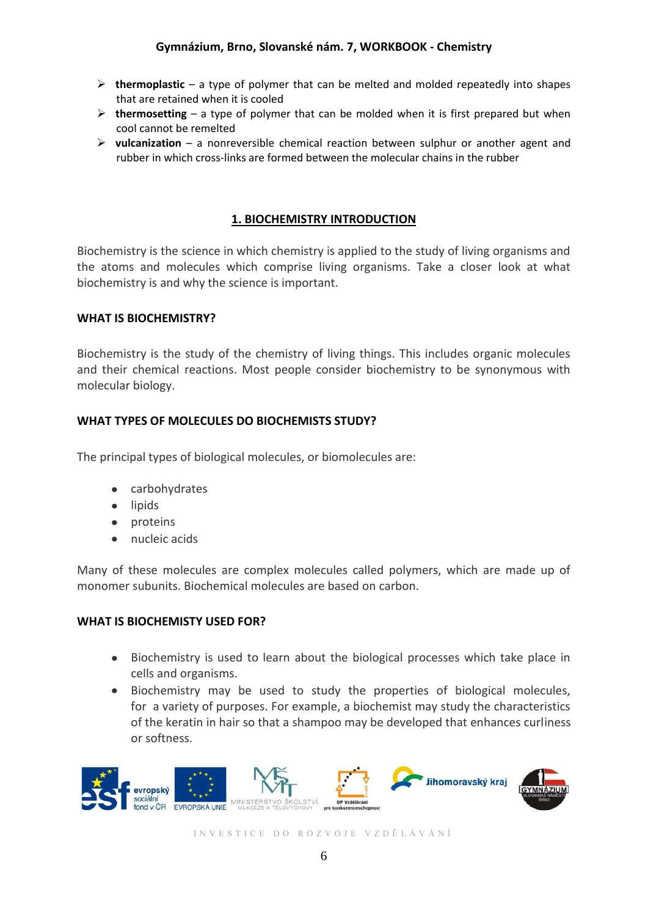- **thermoplastic** – a type of polymer that can be melted and molded repeatedly into shapes that are retained when it is cooled
- **thermosetting** – a type of polymer that can be molded when it is first prepared but when cool cannot be remelted
- **vulcanization** – a nonreversible chemical reaction between sulphur or another agent and rubber in which cross-links are formed between the molecular chains in the rubber

## 1. BIOCHEMISTRY INTRODUCTION

Biochemistry is the science in which chemistry is applied to the study of living organisms and the atoms and molecules which comprise living organisms. Take a closer look at what biochemistry is and why the science is important.

### WHAT IS BIOCHEMISTRY?

Biochemistry is the study of the chemistry of living things. This includes organic molecules and their chemical reactions. Most people consider biochemistry to be synonymous with molecular biology.

### WHAT TYPES OF MOLECULES DO BIOCHEMISTS STUDY?

The principal types of biological molecules, or biomolecules are:

- carbohydrates
- lipids
- proteins
- nucleic acids

Many of these molecules are complex molecules called polymers, which are made up of monomer subunits. Biochemical molecules are based on carbon.

### WHAT IS BIOCHEMISTY USED FOR?

- Biochemistry is used to learn about the biological processes which take place in cells and organisms.
- Biochemistry may be used to study the properties of biological molecules, for a variety of purposes. For example, a biochemist may study the characteristics of the keratin in hair so that a shampoo may be developed that enhances curliness or softness.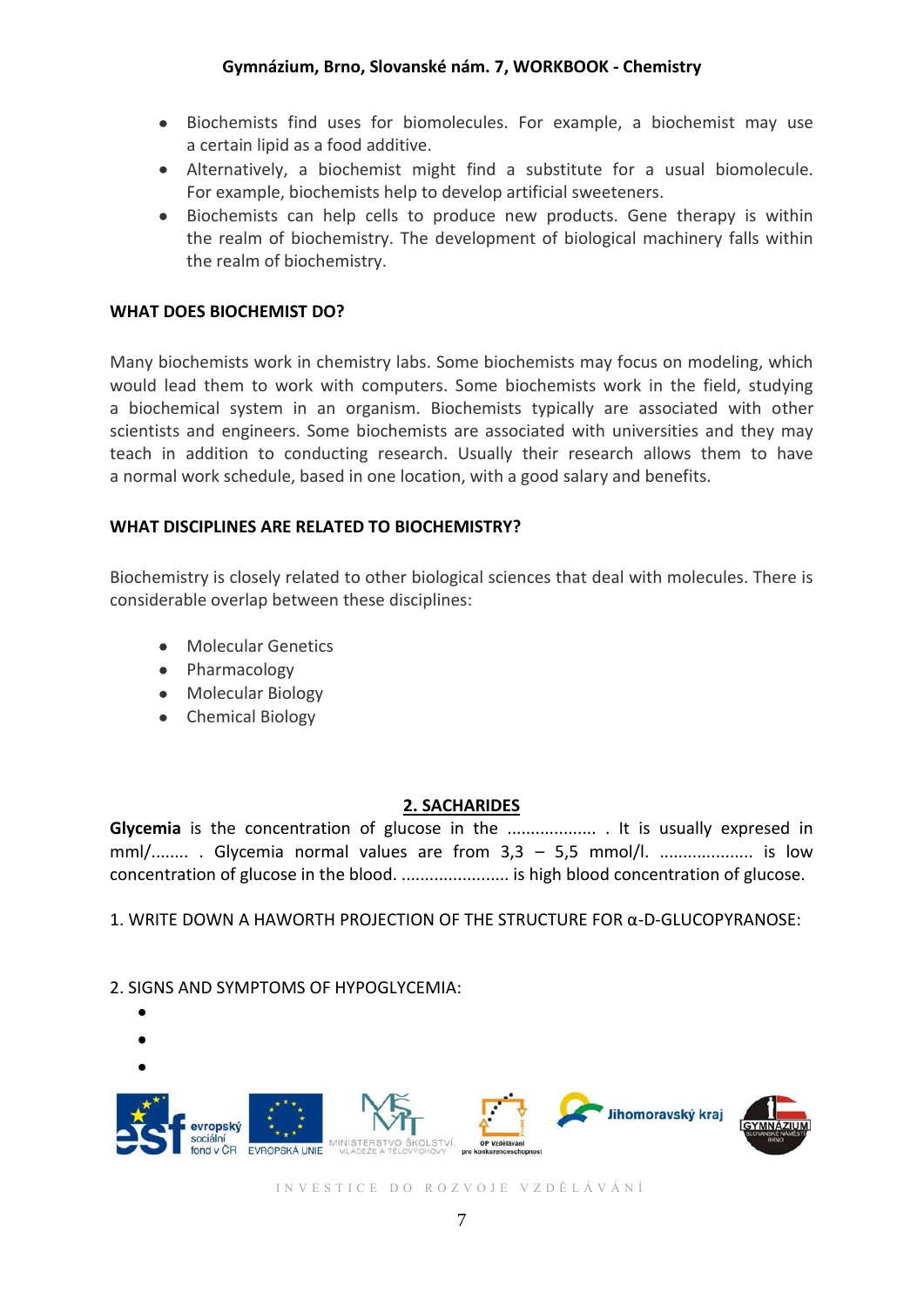- Biochemists find uses for biomolecules. For example, a biochemist may use a certain lipid as a food additive.
- Alternatively, a biochemist might find a substitute for a usual biomolecule. For example, biochemists help to develop artificial sweeteners.
- Biochemists can help cells to produce new products. Gene therapy is within the realm of biochemistry. The development of biological machinery falls within the realm of biochemistry.

**WHAT DOES BIOCHEMIST DO?**

Many biochemists work in chemistry labs. Some biochemists may focus on modeling, which would lead them to work with computers. Some biochemists work in the field, studying a biochemical system in an organism. Biochemists typically are associated with other scientists and engineers. Some biochemists are associated with universities and they may teach in addition to conducting research. Usually their research allows them to have a normal work schedule, based in one location, with a good salary and benefits.

**WHAT DISCIPLINES ARE RELATED TO BIOCHEMISTRY?**

Biochemistry is closely related to other biological sciences that deal with molecules. There is considerable overlap between these disciplines:

- Molecular Genetics
- Pharmacology
- Molecular Biology
- Chemical Biology

## 2. SACHARIDES

**Glycemia** is the concentration of glucose in the .................. . It is usually expresed in mml/........ . Glycemia normal values are from 3,3 – 5,5 mmol/l. .................. is low concentration of glucose in the blood. ...................... is high blood concentration of glucose.

1. WRITE DOWN A HAWORTH PROJECTION OF THE STRUCTURE FOR α-D-GLUCOPYRANOSE:

2. SIGNS AND SYMPTOMS OF HYPOGLYCEMIA:

- 
- 
-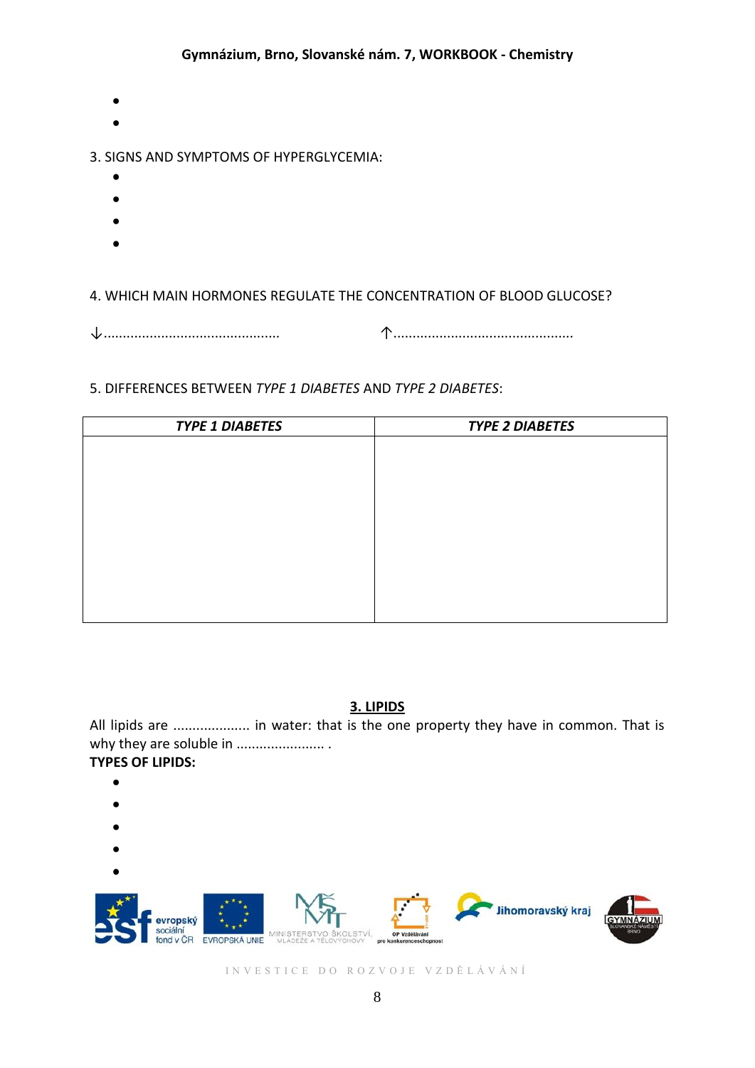- 
- 

3. SIGNS AND SYMPTOMS OF HYPERGLYCEMIA:

- 
- 
- 
- 

4. WHICH MAIN HORMONES REGULATE THE CONCENTRATION OF BLOOD GLUCOSE?

↓.............................................                    ↑...............................................

5. DIFFERENCES BETWEEN *TYPE 1 DIABETES* AND *TYPE 2 DIABETES*:

| ***TYPE 1 DIABETES*** | ***TYPE 2 DIABETES*** |
|---|---|
| | |

## 3. LIPIDS

All lipids are .................... in water: that is the one property they have in common. That is why they are soluble in ....................... .

**TYPES OF LIPIDS:**

- 
- 
- 
- 
-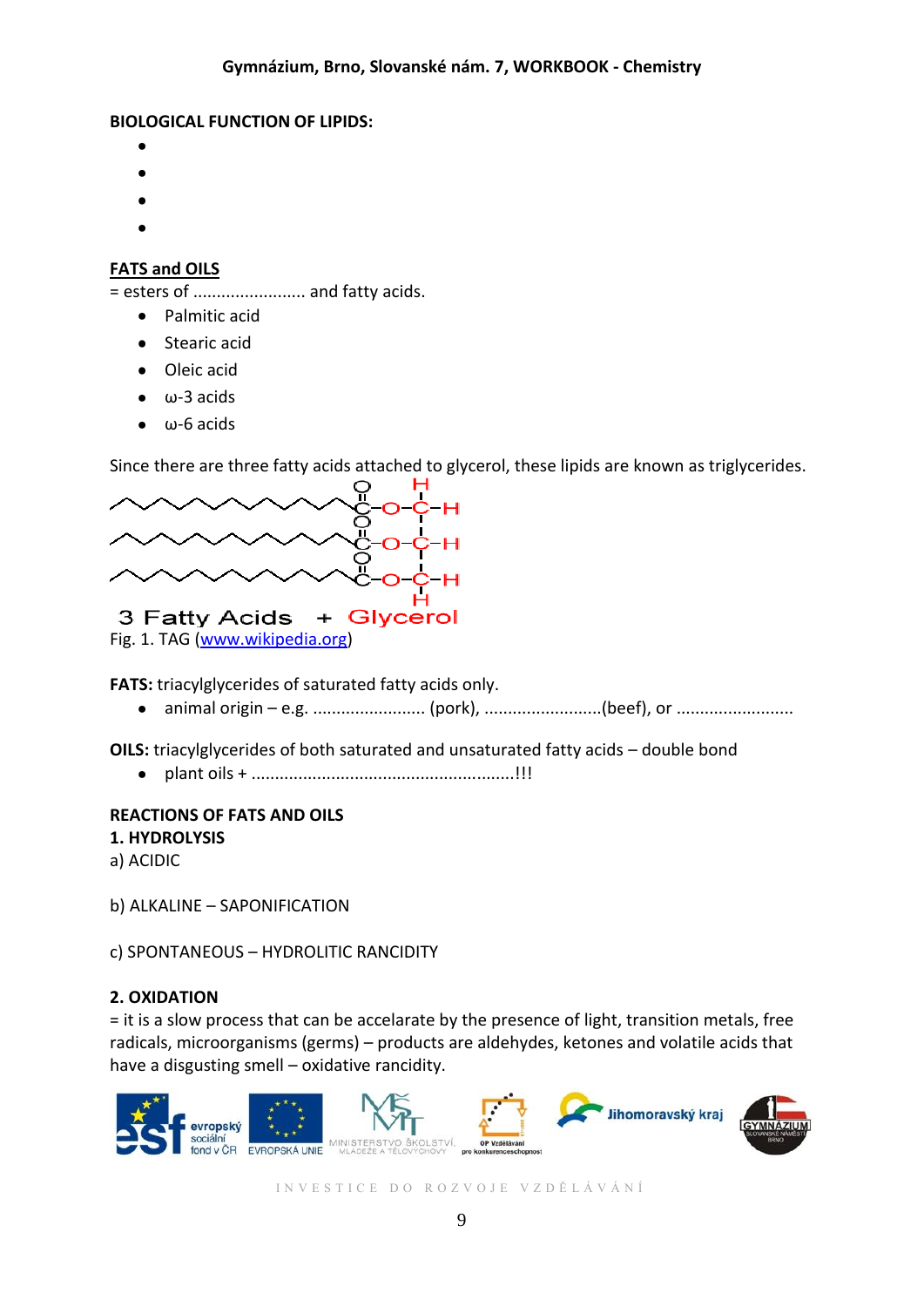**BIOLOGICAL FUNCTION OF LIPIDS:**

- 
- 
- 
- 

**FATS and OILS**

= esters of ........................ and fatty acids.

- Palmitic acid
- Stearic acid
- Oleic acid
- ω-3 acids
- ω-6 acids

Since there are three fatty acids attached to glycerol, these lipids are known as triglycerides.

3 Fatty Acids + Glycerol

Fig. 1. TAG (www.wikipedia.org)

**FATS:** triacylglycerides of saturated fatty acids only.

- animal origin – e.g. ........................ (pork), .........................(beef), or .........................

**OILS:** triacylglycerides of both saturated and unsaturated fatty acids – double bond

- plant oils + .......................................................!!!

**REACTIONS OF FATS AND OILS**

**1. HYDROLYSIS**

a) ACIDIC

b) ALKALINE – SAPONIFICATION

c) SPONTANEOUS – HYDROLITIC RANCIDITY

**2. OXIDATION**

= it is a slow process that can be accelarate by the presence of light, transition metals, free radicals, microorganisms (germs) – products are aldehydes, ketones and volatile acids that have a disgusting smell – oxidative rancidity.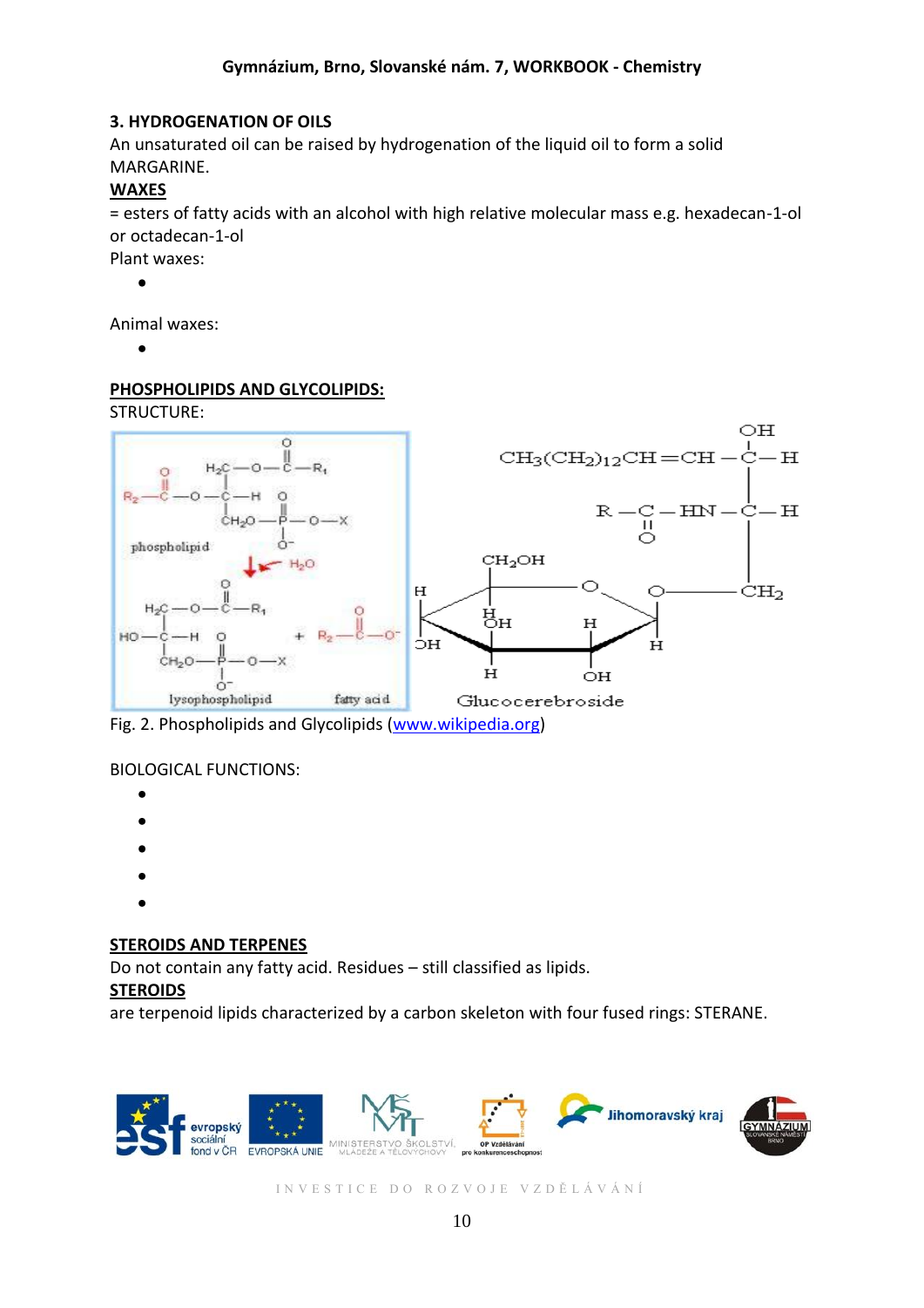### 3. HYDROGENATION OF OILS

An unsaturated oil can be raised by hydrogenation of the liquid oil to form a solid MARGARINE.

**WAXES**

= esters of fatty acids with an alcohol with high relative molecular mass e.g. hexadecan-1-ol or octadecan-1-ol

Plant waxes:

- 

Animal waxes:

- 

**PHOSPHOLIPIDS AND GLYCOLIPIDS:**

STRUCTURE:

Fig. 2. Phospholipids and Glycolipids (www.wikipedia.org)

BIOLOGICAL FUNCTIONS:

- 
- 
- 
- 
- 

**STEROIDS AND TERPENES**

Do not contain any fatty acid. Residues – still classified as lipids.

**STEROIDS**

are terpenoid lipids characterized by a carbon skeleton with four fused rings: STERANE.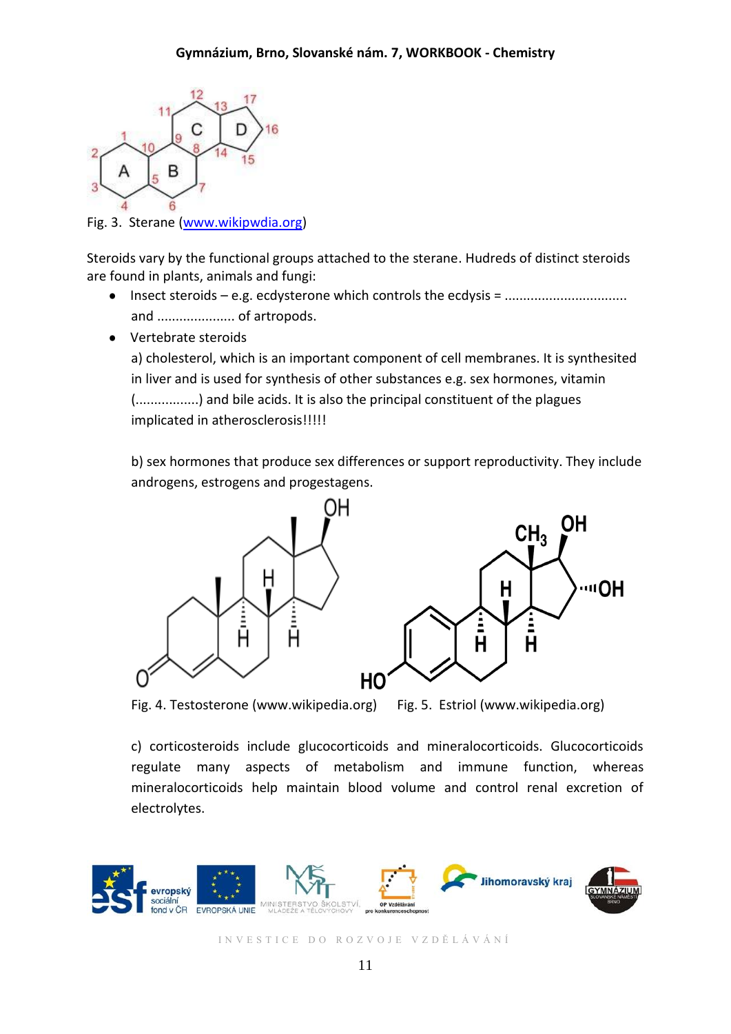Fig. 3. Sterane (www.wikipwdia.org)

Steroids vary by the functional groups attached to the sterane. Hudreds of distinct steroids are found in plants, animals and fungi:

- Insect steroids – e.g. ecdysterone which controls the ecdysis = ................................ and .................... of artropods.
- Vertebrate steroids

  a) cholesterol, which is an important component of cell membranes. It is synthesited in liver and is used for synthesis of other substances e.g. sex hormones, vitamin (................) and bile acids. It is also the principal constituent of the plagues implicated in atherosclerosis!!!!!

  b) sex hormones that produce sex differences or support reproductivity. They include androgens, estrogens and progestagens.

Fig. 4. Testosterone (www.wikipedia.org)

Fig. 5. Estriol (www.wikipedia.org)

  c) corticosteroids include glucocorticoids and mineralocorticoids. Glucocorticoids regulate many aspects of metabolism and immune function, whereas mineralocorticoids help maintain blood volume and control renal excretion of electrolytes.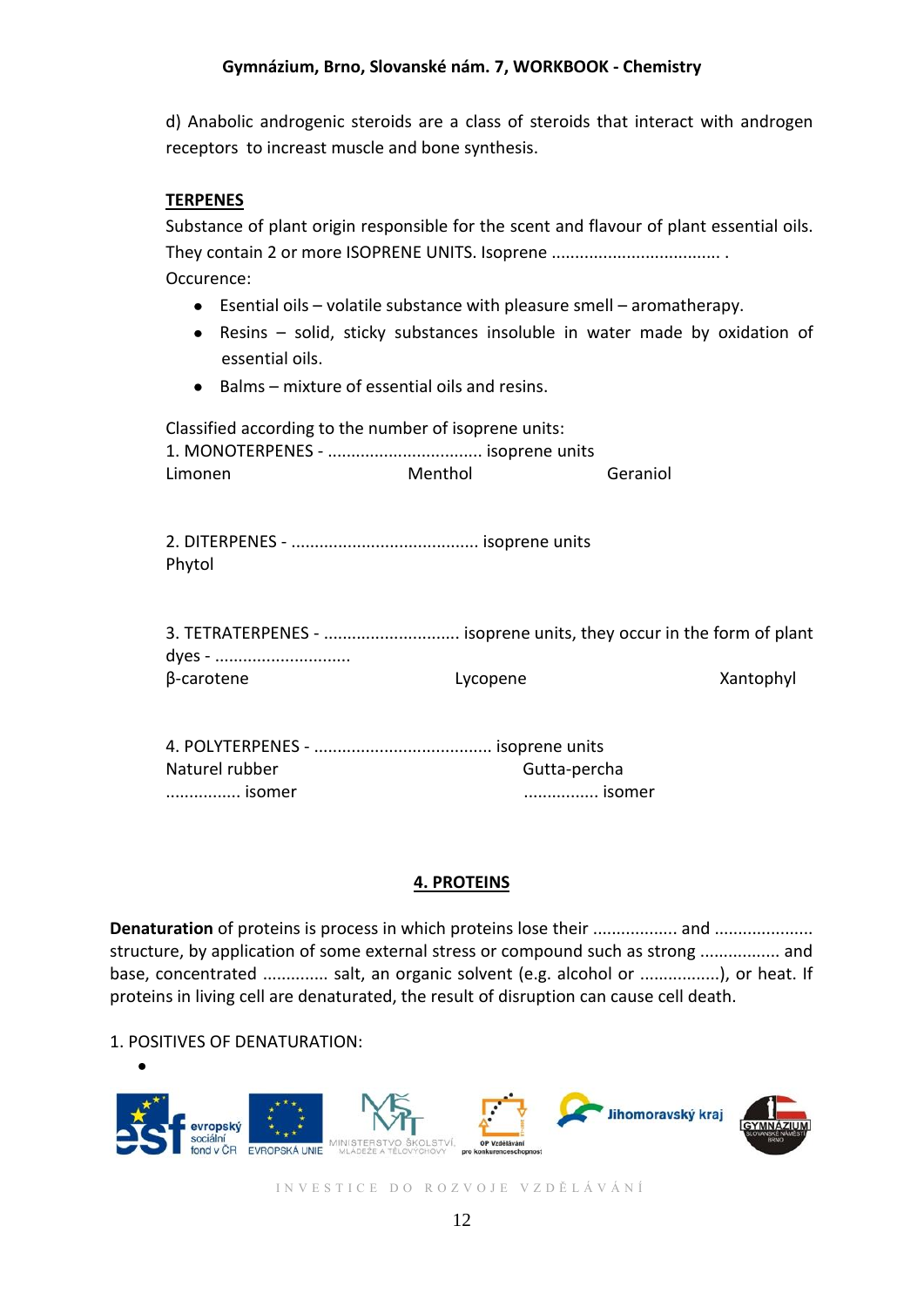d) Anabolic androgenic steroids are a class of steroids that interact with androgen receptors to increast muscle and bone synthesis.

**TERPENES**

Substance of plant origin responsible for the scent and flavour of plant essential oils. They contain 2 or more ISOPRENE UNITS. Isoprene .................................... .

Occurence:

- Esential oils – volatile substance with pleasure smell – aromatherapy.
- Resins – solid, sticky substances insoluble in water made by oxidation of essential oils.
- Balms – mixture of essential oils and resins.

Classified according to the number of isoprene units:

1. MONOTERPENES - ................................. isoprene units

Limonen Menthol Geraniol

2. DITERPENES - ........................................ isoprene units

Phytol

3. TETRATERPENES - ............................. isoprene units, they occur in the form of plant dyes - .............................

β-carotene Lycopene Xantophyl

4. POLYTERPENES - ...................................... isoprene units

Naturel rubber Gutta-percha

................ isomer ................ isomer

## 4. PROTEINS

**Denaturation** of proteins is process in which proteins lose their .................. and ..................... structure, by application of some external stress or compound such as strong ................. and base, concentrated ............. salt, an organic solvent (e.g. alcohol or ................), or heat. If proteins in living cell are denaturated, the result of disruption can cause cell death.

1. POSITIVES OF DENATURATION:

-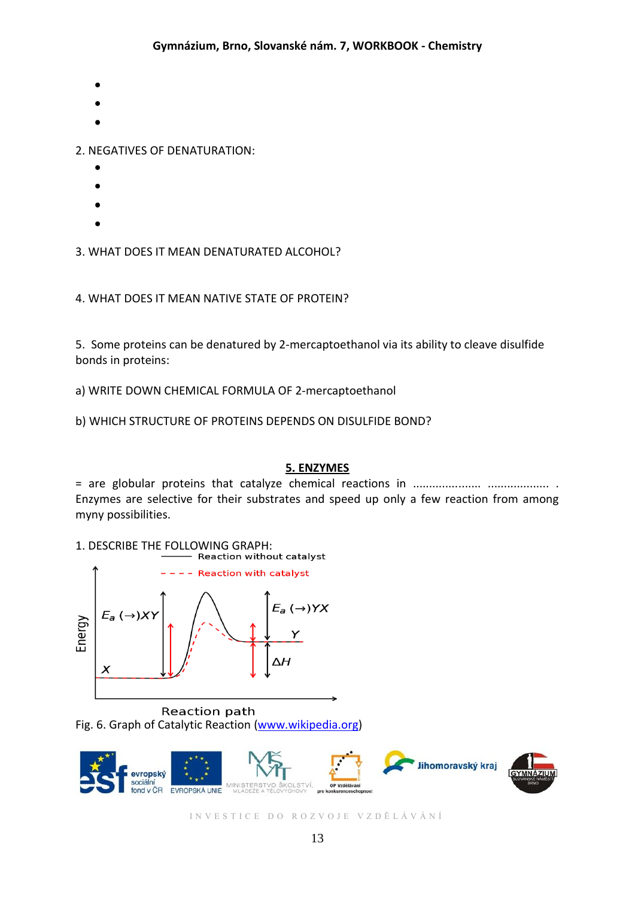- 
- 
- 

2. NEGATIVES OF DENATURATION:
   - 
   - 
   - 
   - 

3. WHAT DOES IT MEAN DENATURATED ALCOHOL?

4. WHAT DOES IT MEAN NATIVE STATE OF PROTEIN?

5. Some proteins can be denatured by 2-mercaptoethanol via its ability to cleave disulfide bonds in proteins:

a) WRITE DOWN CHEMICAL FORMULA OF 2-mercaptoethanol

b) WHICH STRUCTURE OF PROTEINS DEPENDS ON DISULFIDE BOND?

## 5. ENZYMES

= are globular proteins that catalyze chemical reactions in ..................... .................. . Enzymes are selective for their substrates and speed up only a few reaction from among myny possibilities.

1. DESCRIBE THE FOLLOWING GRAPH:

Fig. 6. Graph of Catalytic Reaction (www.wikipedia.org)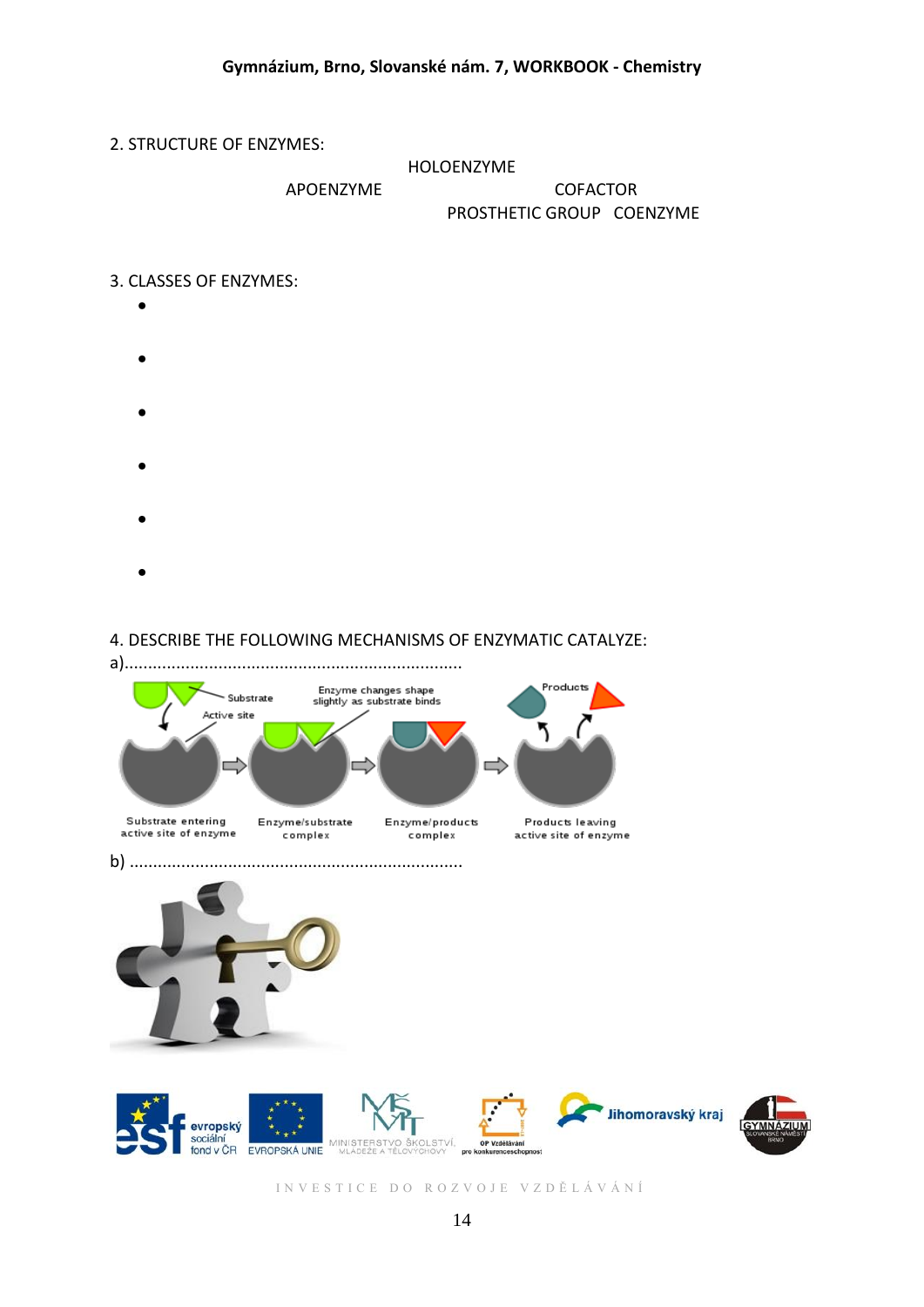2. STRUCTURE OF ENZYMES:

HOLOENZYME

APOENZYME    COFACTOR

PROSTHETIC GROUP    COENZYME

3. CLASSES OF ENZYMES:

- 
- 
- 
- 
- 
- 

4. DESCRIBE THE FOLLOWING MECHANISMS OF ENZYMATIC CATALYZE:

a).......................................................................

Substrate, Active site, Enzyme changes shape slightly as substrate binds, Products

Substrate entering active site of enzyme | Enzyme/substrate complex | Enzyme/products complex | Products leaving active site of enzyme

b) .......................................................................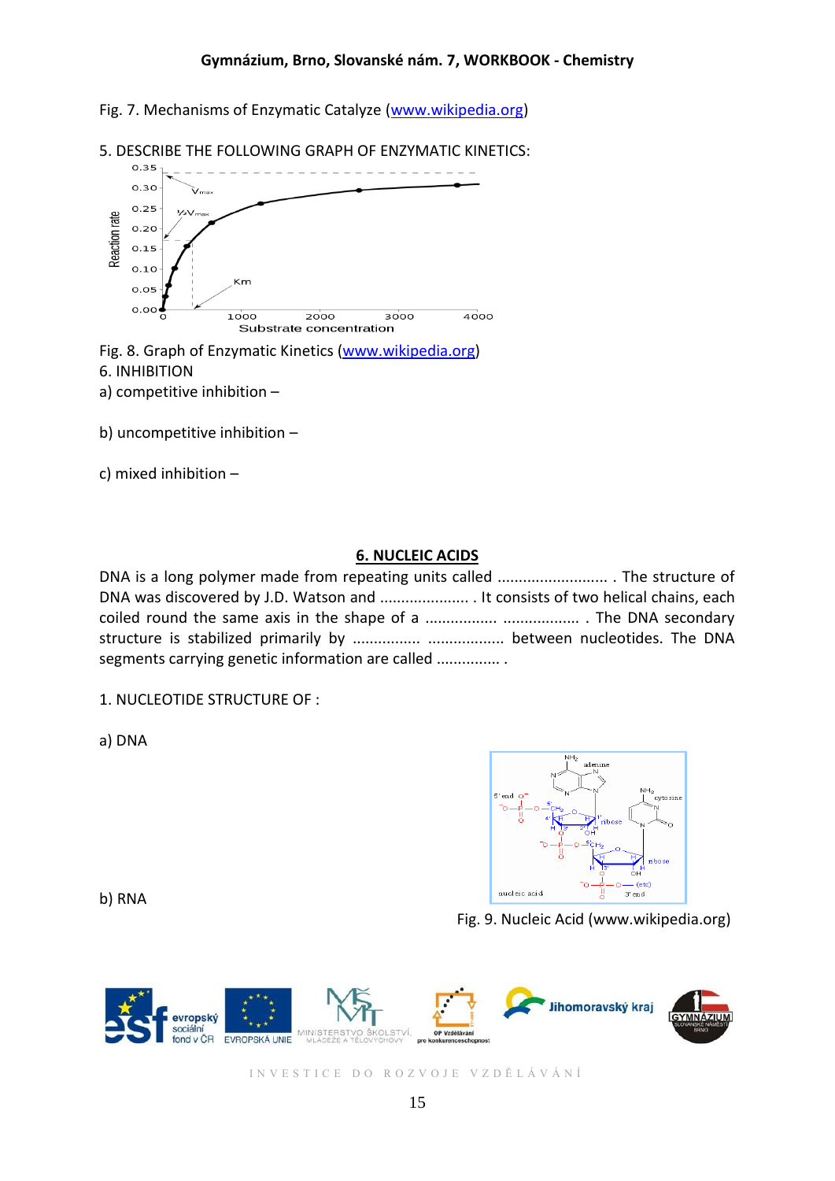Fig. 7. Mechanisms of Enzymatic Catalyze (www.wikipedia.org)

5. DESCRIBE THE FOLLOWING GRAPH OF ENZYMATIC KINETICS:

Fig. 8. Graph of Enzymatic Kinetics (www.wikipedia.org)

6. INHIBITION

a) competitive inhibition –

b) uncompetitive inhibition –

c) mixed inhibition –

## 6. NUCLEIC ACIDS

DNA is a long polymer made from repeating units called .......................... . The structure of DNA was discovered by J.D. Watson and ..................... . It consists of two helical chains, each coiled round the same axis in the shape of a ................ .................. . The DNA secondary structure is stabilized primarily by ................ ................. between nucleotides. The DNA segments carrying genetic information are called ............... .

1. NUCLEOTIDE STRUCTURE OF :

a) DNA

b) RNA

Fig. 9. Nucleic Acid (www.wikipedia.org)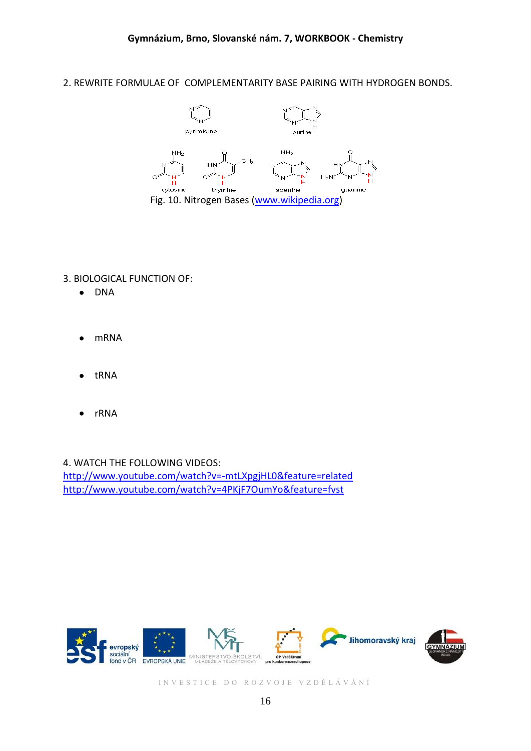2. REWRITE FORMULAE OF COMPLEMENTARITY BASE PAIRING WITH HYDROGEN BONDS.

Fig. 10. Nitrogen Bases (www.wikipedia.org)

3. BIOLOGICAL FUNCTION OF:

- DNA

- mRNA

- tRNA

- rRNA

4. WATCH THE FOLLOWING VIDEOS:

http://www.youtube.com/watch?v=-mtLXpgjHL0&feature=related

http://www.youtube.com/watch?v=4PKjF7OumYo&feature=fvst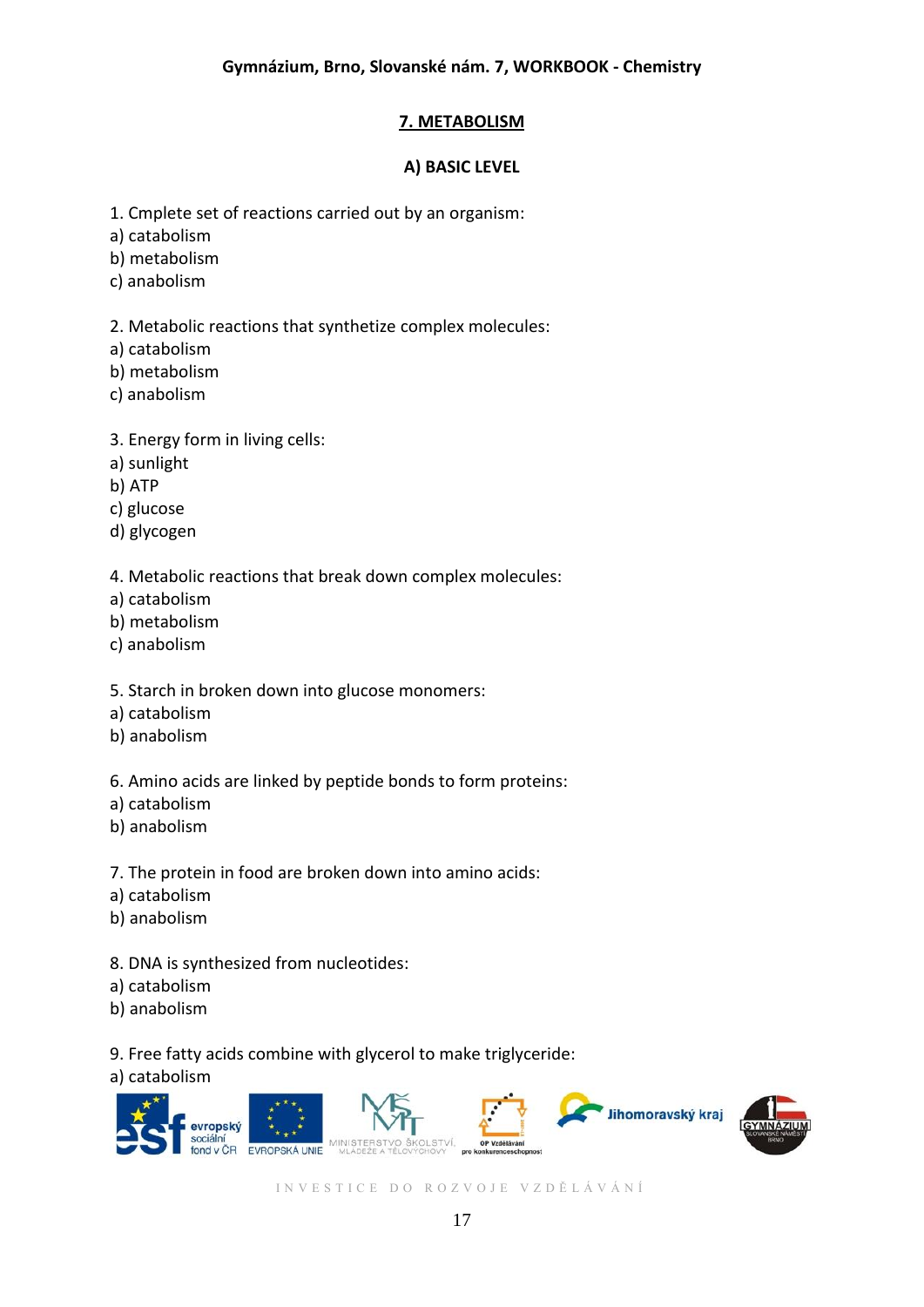## 7. METABOLISM

### A) BASIC LEVEL

1. Cmplete set of reactions carried out by an organism:
a) catabolism
b) metabolism
c) anabolism

2. Metabolic reactions that synthetize complex molecules:
a) catabolism
b) metabolism
c) anabolism

3. Energy form in living cells:
a) sunlight
b) ATP
c) glucose
d) glycogen

4. Metabolic reactions that break down complex molecules:
a) catabolism
b) metabolism
c) anabolism

5. Starch in broken down into glucose monomers:
a) catabolism
b) anabolism

6. Amino acids are linked by peptide bonds to form proteins:
a) catabolism
b) anabolism

7. The protein in food are broken down into amino acids:
a) catabolism
b) anabolism

8. DNA is synthesized from nucleotides:
a) catabolism
b) anabolism

9. Free fatty acids combine with glycerol to make triglyceride:
a) catabolism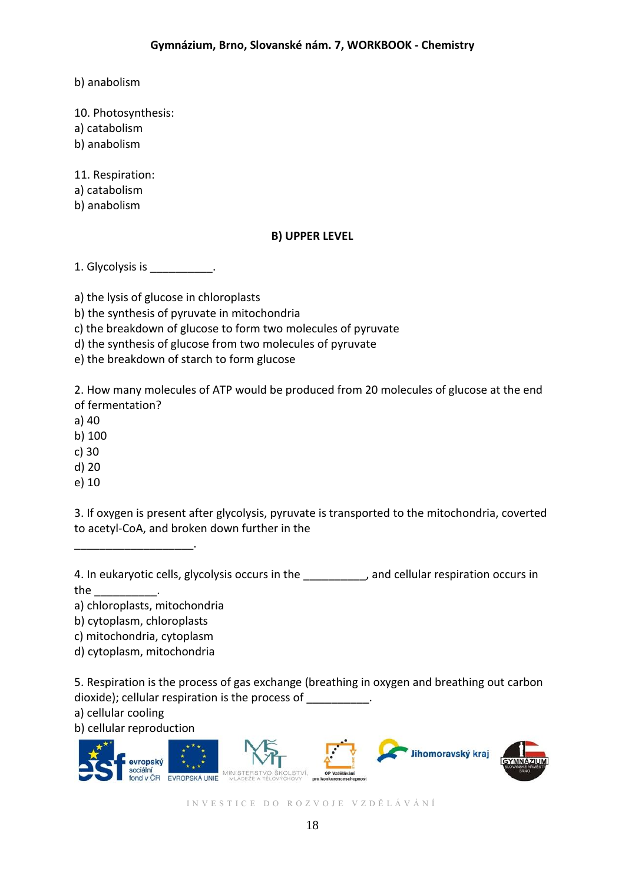b) anabolism

10. Photosynthesis:
a) catabolism
b) anabolism

11. Respiration:
a) catabolism
b) anabolism

### B) UPPER LEVEL

1. Glycolysis is __________.

a) the lysis of glucose in chloroplasts
b) the synthesis of pyruvate in mitochondria
c) the breakdown of glucose to form two molecules of pyruvate
d) the synthesis of glucose from two molecules of pyruvate
e) the breakdown of starch to form glucose

2. How many molecules of ATP would be produced from 20 molecules of glucose at the end of fermentation?
a) 40
b) 100
c) 30
d) 20
e) 10

3. If oxygen is present after glycolysis, pyruvate is transported to the mitochondria, coverted to acetyl-CoA, and broken down further in the ___________________.

4. In eukaryotic cells, glycolysis occurs in the __________, and cellular respiration occurs in the __________.
a) chloroplasts, mitochondria
b) cytoplasm, chloroplasts
c) mitochondria, cytoplasm
d) cytoplasm, mitochondria

5. Respiration is the process of gas exchange (breathing in oxygen and breathing out carbon dioxide); cellular respiration is the process of __________.
a) cellular cooling
b) cellular reproduction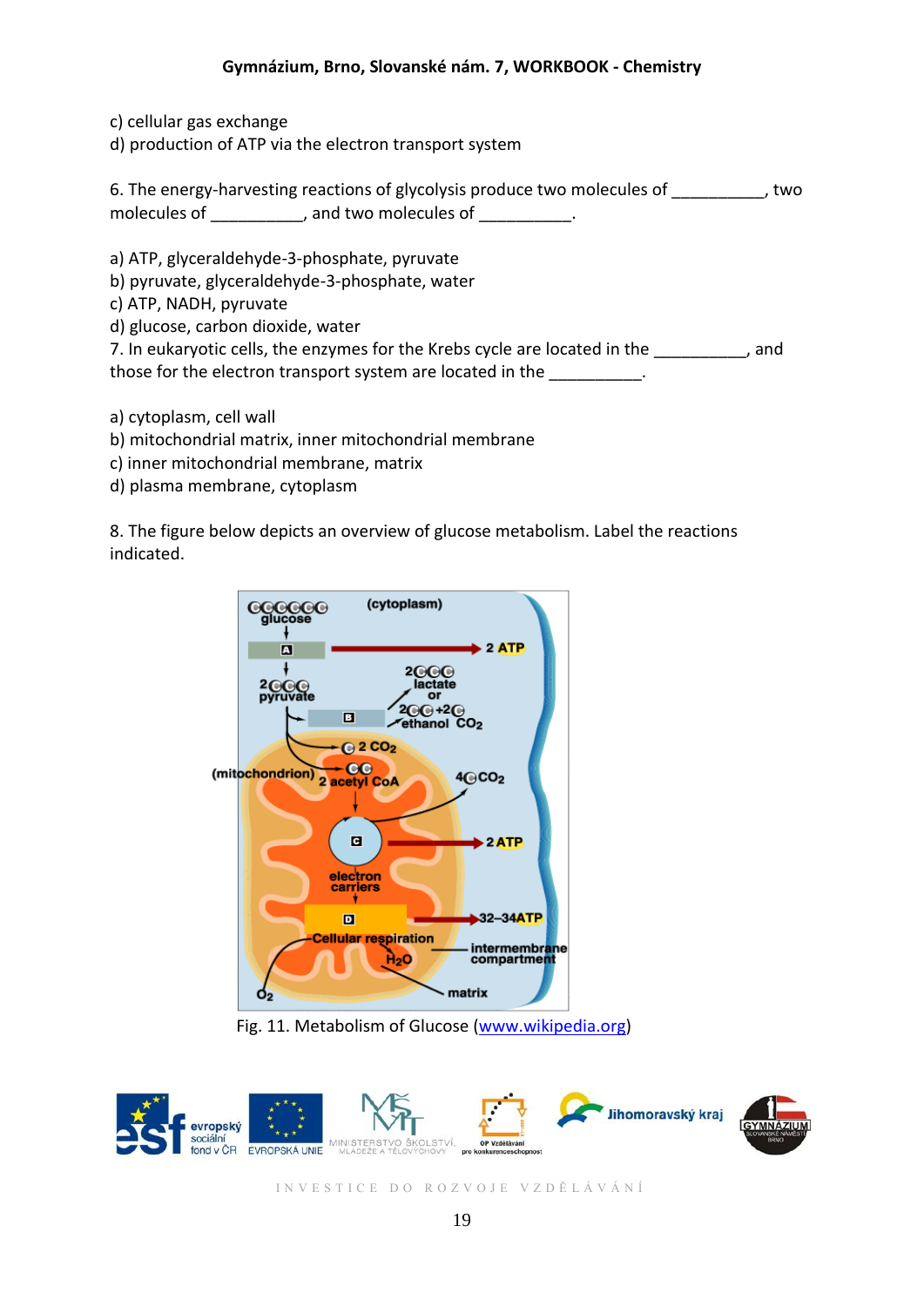c) cellular gas exchange
d) production of ATP via the electron transport system

6. The energy-harvesting reactions of glycolysis produce two molecules of __________, two molecules of __________, and two molecules of __________.

a) ATP, glyceraldehyde-3-phosphate, pyruvate
b) pyruvate, glyceraldehyde-3-phosphate, water
c) ATP, NADH, pyruvate
d) glucose, carbon dioxide, water

7. In eukaryotic cells, the enzymes for the Krebs cycle are located in the __________, and those for the electron transport system are located in the __________.

a) cytoplasm, cell wall
b) mitochondrial matrix, inner mitochondrial membrane
c) inner mitochondrial membrane, matrix
d) plasma membrane, cytoplasm

8. The figure below depicts an overview of glucose metabolism. Label the reactions indicated.

Fig. 11. Metabolism of Glucose (www.wikipedia.org)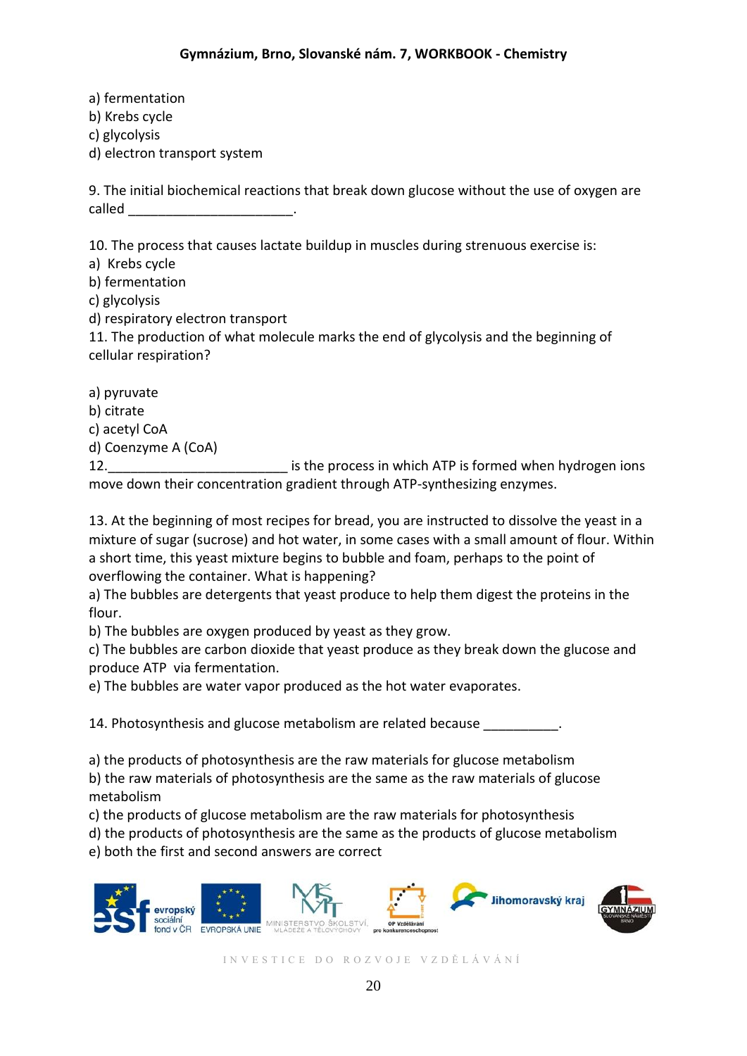a) fermentation
b) Krebs cycle
c) glycolysis
d) electron transport system

9. The initial biochemical reactions that break down glucose without the use of oxygen are called ______________________.

10. The process that causes lactate buildup in muscles during strenuous exercise is:
a) Krebs cycle
b) fermentation
c) glycolysis
d) respiratory electron transport
11. The production of what molecule marks the end of glycolysis and the beginning of cellular respiration?

a) pyruvate
b) citrate
c) acetyl CoA
d) Coenzyme A (CoA)
12.________________________ is the process in which ATP is formed when hydrogen ions move down their concentration gradient through ATP-synthesizing enzymes.

13. At the beginning of most recipes for bread, you are instructed to dissolve the yeast in a mixture of sugar (sucrose) and hot water, in some cases with a small amount of flour. Within a short time, this yeast mixture begins to bubble and foam, perhaps to the point of overflowing the container. What is happening?
a) The bubbles are detergents that yeast produce to help them digest the proteins in the flour.
b) The bubbles are oxygen produced by yeast as they grow.
c) The bubbles are carbon dioxide that yeast produce as they break down the glucose and produce ATP via fermentation.
e) The bubbles are water vapor produced as the hot water evaporates.

14. Photosynthesis and glucose metabolism are related because __________.

a) the products of photosynthesis are the raw materials for glucose metabolism
b) the raw materials of photosynthesis are the same as the raw materials of glucose metabolism
c) the products of glucose metabolism are the raw materials for photosynthesis
d) the products of photosynthesis are the same as the products of glucose metabolism
e) both the first and second answers are correct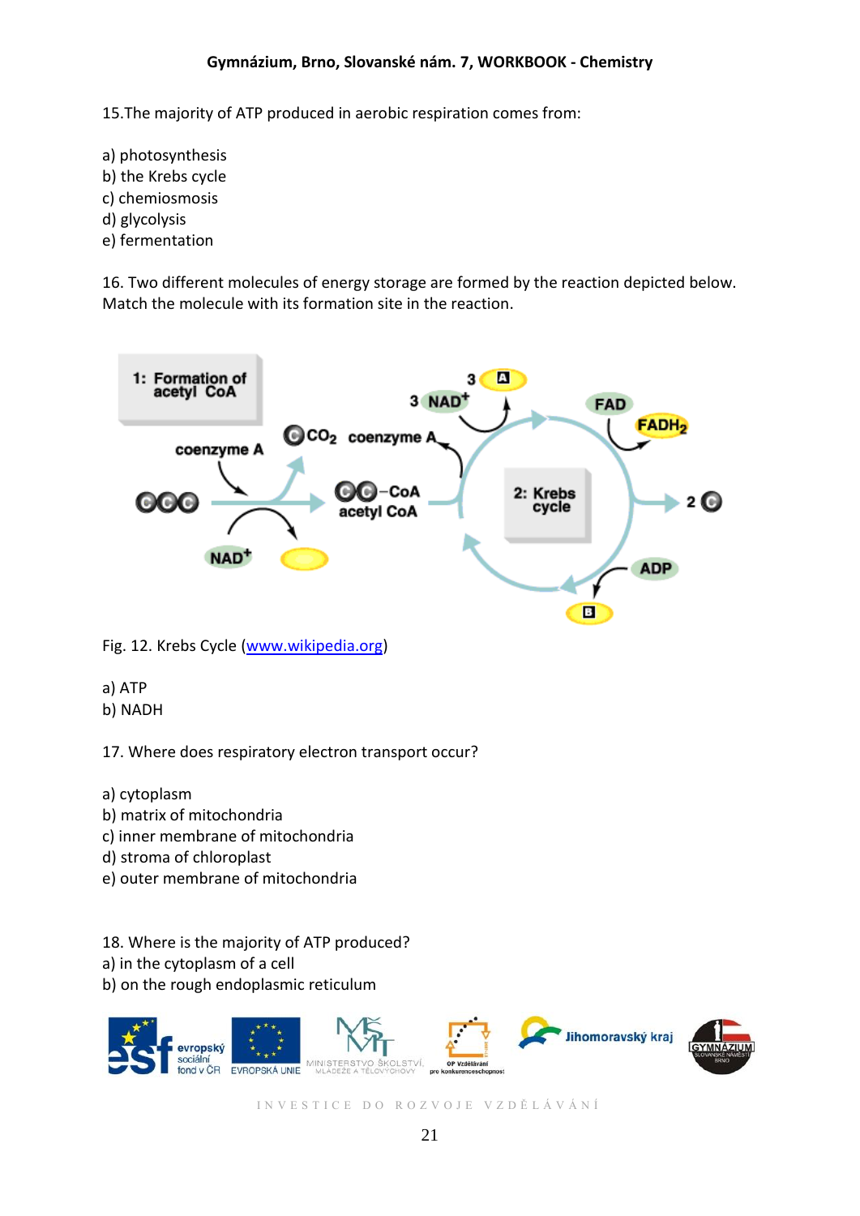15.The majority of ATP produced in aerobic respiration comes from:

a) photosynthesis
b) the Krebs cycle
c) chemiosmosis
d) glycolysis
e) fermentation

16. Two different molecules of energy storage are formed by the reaction depicted below. Match the molecule with its formation site in the reaction.

Fig. 12. Krebs Cycle (www.wikipedia.org)

a) ATP
b) NADH

17. Where does respiratory electron transport occur?

a) cytoplasm
b) matrix of mitochondria
c) inner membrane of mitochondria
d) stroma of chloroplast
e) outer membrane of mitochondria

18. Where is the majority of ATP produced?
a) in the cytoplasm of a cell
b) on the rough endoplasmic reticulum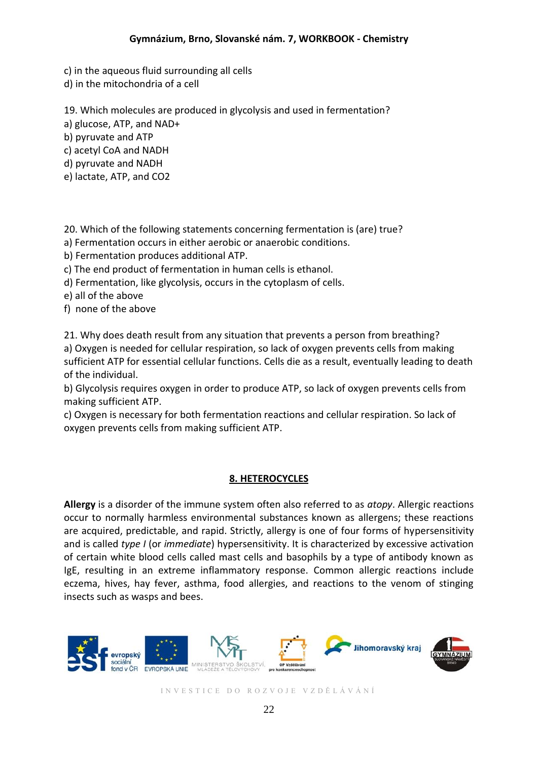c) in the aqueous fluid surrounding all cells
d) in the mitochondria of a cell

19. Which molecules are produced in glycolysis and used in fermentation?
a) glucose, ATP, and NAD+
b) pyruvate and ATP
c) acetyl CoA and NADH
d) pyruvate and NADH
e) lactate, ATP, and CO2

20. Which of the following statements concerning fermentation is (are) true?
a) Fermentation occurs in either aerobic or anaerobic conditions.
b) Fermentation produces additional ATP.
c) The end product of fermentation in human cells is ethanol.
d) Fermentation, like glycolysis, occurs in the cytoplasm of cells.
e) all of the above
f) none of the above

21. Why does death result from any situation that prevents a person from breathing?
a) Oxygen is needed for cellular respiration, so lack of oxygen prevents cells from making sufficient ATP for essential cellular functions. Cells die as a result, eventually leading to death of the individual.
b) Glycolysis requires oxygen in order to produce ATP, so lack of oxygen prevents cells from making sufficient ATP.
c) Oxygen is necessary for both fermentation reactions and cellular respiration. So lack of oxygen prevents cells from making sufficient ATP.

## 8. HETEROCYCLES

**Allergy** is a disorder of the immune system often also referred to as *atopy*. Allergic reactions occur to normally harmless environmental substances known as allergens; these reactions are acquired, predictable, and rapid. Strictly, allergy is one of four forms of hypersensitivity and is called *type I* (or *immediate*) hypersensitivity. It is characterized by excessive activation of certain white blood cells called mast cells and basophils by a type of antibody known as IgE, resulting in an extreme inflammatory response. Common allergic reactions include eczema, hives, hay fever, asthma, food allergies, and reactions to the venom of stinging insects such as wasps and bees.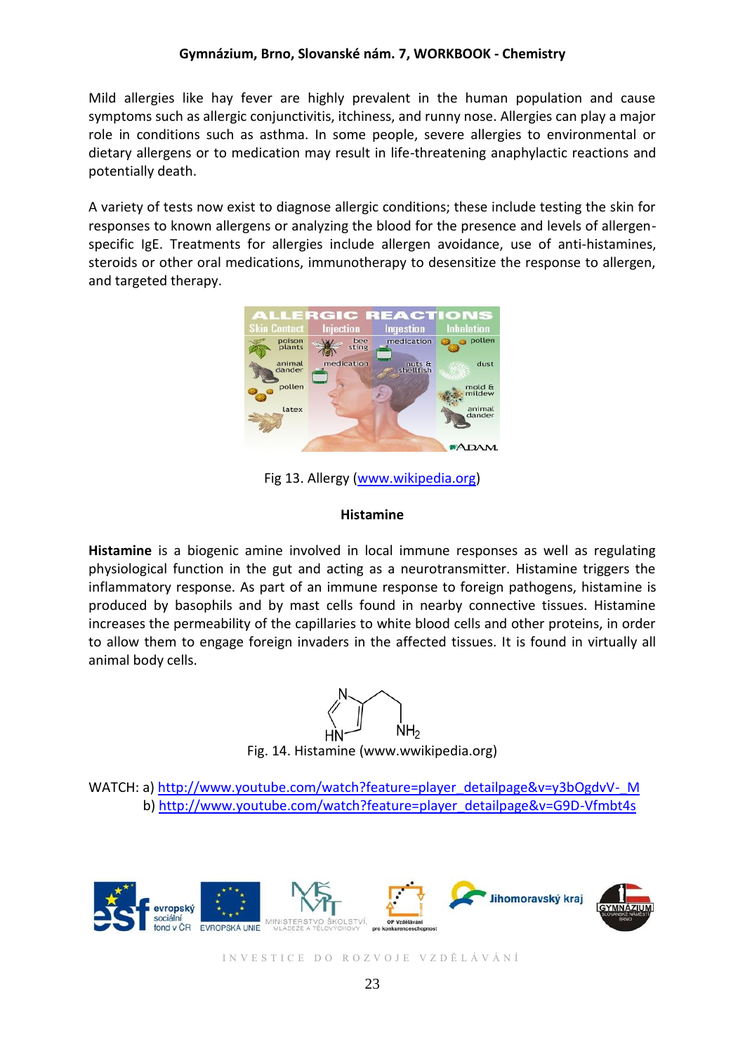Mild allergies like hay fever are highly prevalent in the human population and cause symptoms such as allergic conjunctivitis, itchiness, and runny nose. Allergies can play a major role in conditions such as asthma. In some people, severe allergies to environmental or dietary allergens or to medication may result in life-threatening anaphylactic reactions and potentially death.

A variety of tests now exist to diagnose allergic conditions; these include testing the skin for responses to known allergens or analyzing the blood for the presence and levels of allergen-specific IgE. Treatments for allergies include allergen avoidance, use of anti-histamines, steroids or other oral medications, immunotherapy to desensitize the response to allergen, and targeted therapy.

Fig 13. Allergy (www.wikipedia.org)

### Histamine

**Histamine** is a biogenic amine involved in local immune responses as well as regulating physiological function in the gut and acting as a neurotransmitter. Histamine triggers the inflammatory response. As part of an immune response to foreign pathogens, histamine is produced by basophils and by mast cells found in nearby connective tissues. Histamine increases the permeability of the capillaries to white blood cells and other proteins, in order to allow them to engage foreign invaders in the affected tissues. It is found in virtually all animal body cells.

Fig. 14. Histamine (www.wwikipedia.org)

WATCH: a) http://www.youtube.com/watch?feature=player_detailpage&v=y3bOgdvV-_M
b) http://www.youtube.com/watch?feature=player_detailpage&v=G9D-Vfmbt4s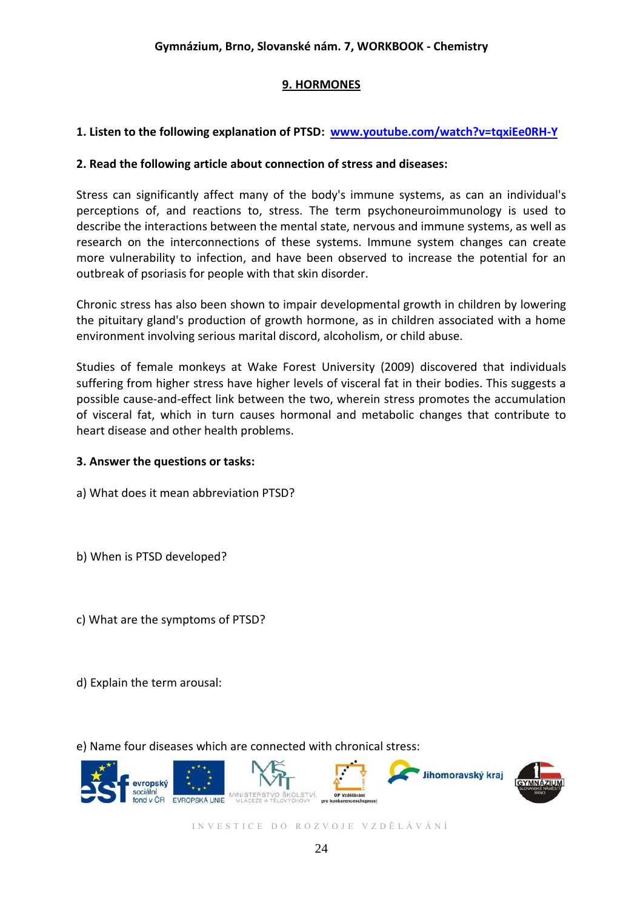## 9. HORMONES

**1. Listen to the following explanation of PTSD: [www.youtube.com/watch?v=tqxiEe0RH-Y](www.youtube.com/watch?v=tqxiEe0RH-Y)**

**2. Read the following article about connection of stress and diseases:**

Stress can significantly affect many of the body's immune systems, as can an individual's perceptions of, and reactions to, stress. The term psychoneuroimmunology is used to describe the interactions between the mental state, nervous and immune systems, as well as research on the interconnections of these systems. Immune system changes can create more vulnerability to infection, and have been observed to increase the potential for an outbreak of psoriasis for people with that skin disorder.

Chronic stress has also been shown to impair developmental growth in children by lowering the pituitary gland's production of growth hormone, as in children associated with a home environment involving serious marital discord, alcoholism, or child abuse.

Studies of female monkeys at Wake Forest University (2009) discovered that individuals suffering from higher stress have higher levels of visceral fat in their bodies. This suggests a possible cause-and-effect link between the two, wherein stress promotes the accumulation of visceral fat, which in turn causes hormonal and metabolic changes that contribute to heart disease and other health problems.

**3. Answer the questions or tasks:**

a) What does it mean abbreviation PTSD?

b) When is PTSD developed?

c) What are the symptoms of PTSD?

d) Explain the term arousal:

e) Name four diseases which are connected with chronical stress: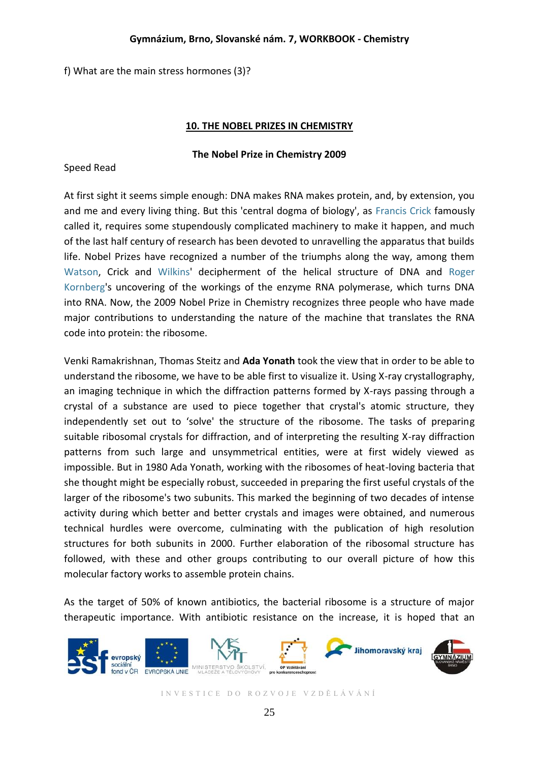f) What are the main stress hormones (3)?

## 10. THE NOBEL PRIZES IN CHEMISTRY

### The Nobel Prize in Chemistry 2009

Speed Read

At first sight it seems simple enough: DNA makes RNA makes protein, and, by extension, you and me and every living thing. But this 'central dogma of biology', as Francis Crick famously called it, requires some stupendously complicated machinery to make it happen, and much of the last half century of research has been devoted to unravelling the apparatus that builds life. Nobel Prizes have recognized a number of the triumphs along the way, among them Watson, Crick and Wilkins' decipherment of the helical structure of DNA and Roger Kornberg's uncovering of the workings of the enzyme RNA polymerase, which turns DNA into RNA. Now, the 2009 Nobel Prize in Chemistry recognizes three people who have made major contributions to understanding the nature of the machine that translates the RNA code into protein: the ribosome.

Venki Ramakrishnan, Thomas Steitz and **Ada Yonath** took the view that in order to be able to understand the ribosome, we have to be able first to visualize it. Using X-ray crystallography, an imaging technique in which the diffraction patterns formed by X-rays passing through a crystal of a substance are used to piece together that crystal's atomic structure, they independently set out to 'solve' the structure of the ribosome. The tasks of preparing suitable ribosomal crystals for diffraction, and of interpreting the resulting X-ray diffraction patterns from such large and unsymmetrical entities, were at first widely viewed as impossible. But in 1980 Ada Yonath, working with the ribosomes of heat-loving bacteria that she thought might be especially robust, succeeded in preparing the first useful crystals of the larger of the ribosome's two subunits. This marked the beginning of two decades of intense activity during which better and better crystals and images were obtained, and numerous technical hurdles were overcome, culminating with the publication of high resolution structures for both subunits in 2000. Further elaboration of the ribosomal structure has followed, with these and other groups contributing to our overall picture of how this molecular factory works to assemble protein chains.

As the target of 50% of known antibiotics, the bacterial ribosome is a structure of major therapeutic importance. With antibiotic resistance on the increase, it is hoped that an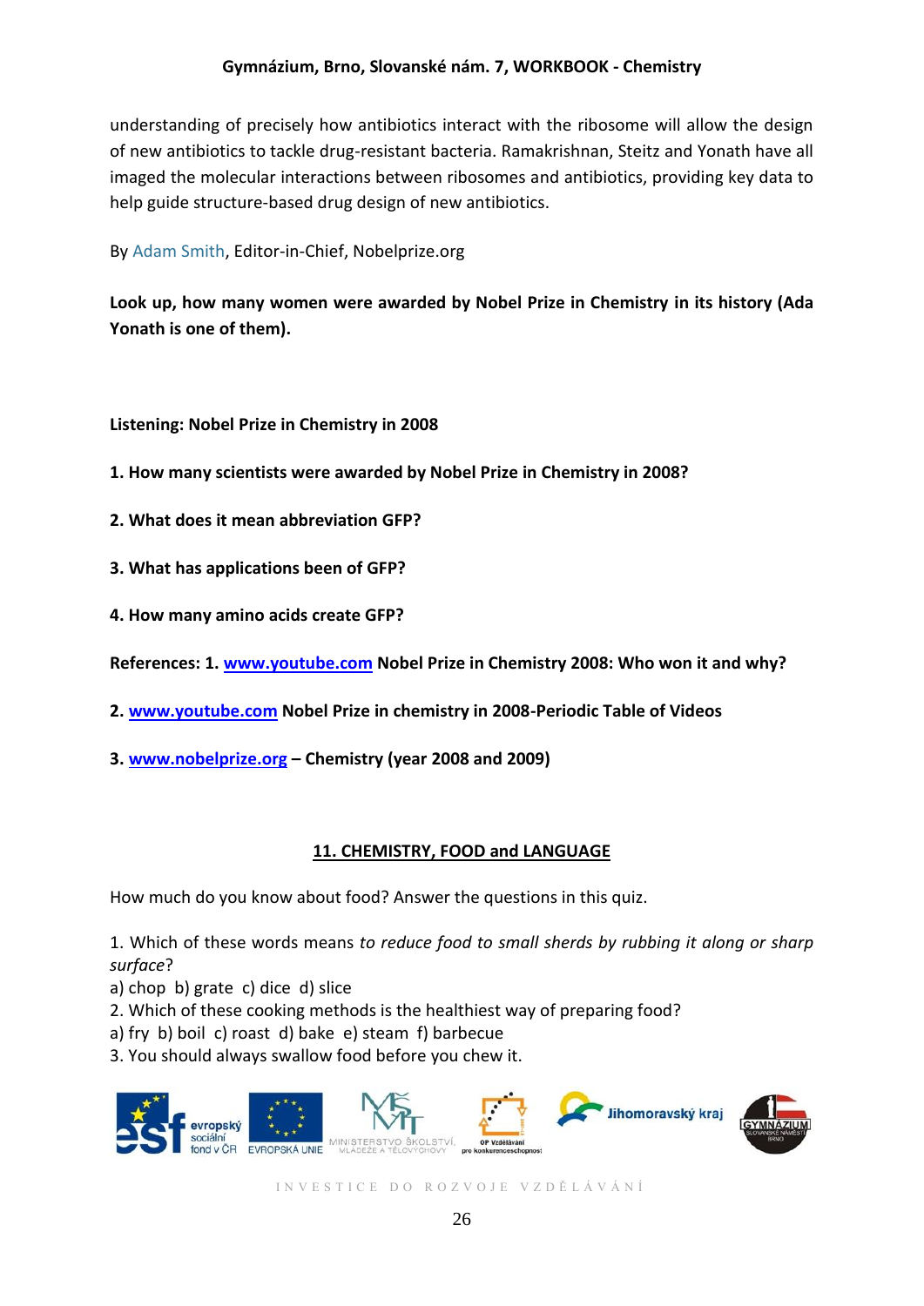understanding of precisely how antibiotics interact with the ribosome will allow the design of new antibiotics to tackle drug-resistant bacteria. Ramakrishnan, Steitz and Yonath have all imaged the molecular interactions between ribosomes and antibiotics, providing key data to help guide structure-based drug design of new antibiotics.

By Adam Smith, Editor-in-Chief, Nobelprize.org

**Look up, how many women were awarded by Nobel Prize in Chemistry in its history (Ada Yonath is one of them).**

**Listening: Nobel Prize in Chemistry in 2008**

**1. How many scientists were awarded by Nobel Prize in Chemistry in 2008?**

**2. What does it mean abbreviation GFP?**

**3. What has applications been of GFP?**

**4. How many amino acids create GFP?**

**References: 1. www.youtube.com Nobel Prize in Chemistry 2008: Who won it and why?**

**2. www.youtube.com Nobel Prize in chemistry in 2008-Periodic Table of Videos**

**3. www.nobelprize.org – Chemistry (year 2008 and 2009)**

## 11. CHEMISTRY, FOOD and LANGUAGE

How much do you know about food? Answer the questions in this quiz.

1. Which of these words means *to reduce food to small sherds by rubbing it along or sharp surface*?
a) chop b) grate c) dice d) slice
2. Which of these cooking methods is the healthiest way of preparing food?
a) fry b) boil c) roast d) bake e) steam f) barbecue
3. You should always swallow food before you chew it.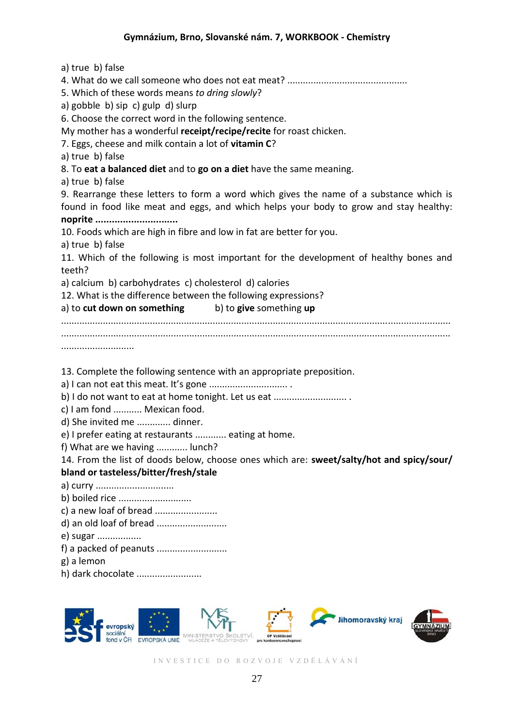a) true  b) false

4. What do we call someone who does not eat meat? .............................................

5. Which of these words means *to dring slowly*?

a) gobble  b) sip  c) gulp  d) slurp

6. Choose the correct word in the following sentence.

My mother has a wonderful **receipt/recipe/recite** for roast chicken.

7. Eggs, cheese and milk contain a lot of **vitamin C**?

a) true  b) false

8. To **eat a balanced diet** and to **go on a diet** have the same meaning.

a) true  b) false

9. Rearrange these letters to form a word which gives the name of a substance which is found in food like meat and eggs, and which helps your body to grow and stay healthy: **noprite ..............................**

10. Foods which are high in fibre and low in fat are better for you.

a) true  b) false

11. Which of the following is most important for the development of healthy bones and teeth?

a) calcium  b) carbohydrates  c) cholesterol  d) calories

12. What is the difference between the following expressions?

a) to **cut down on something**  b) to **give** something **up**

...................................................................................................................................................

...................................................................................................................................................

...........................

13. Complete the following sentence with an appropriate preposition.

a) I can not eat this meat. It's gone .............................. .

b) I do not want to eat at home tonight. Let us eat ............................ .

c) I am fond ........... Mexican food.

d) She invited me ............. dinner.

e) I prefer eating at restaurants ............ eating at home.

f) What are we having ............ lunch?

14. From the list of doods below, choose ones which are: **sweet/salty/hot and spicy/sour/ bland or tasteless/bitter/fresh/stale**

a) curry ..............................

b) boiled rice ............................

c) a new loaf of bread ........................

d) an old loaf of bread ..........................

e) sugar .................

f) a packed of peanuts ..........................

g) a lemon

h) dark chocolate .........................